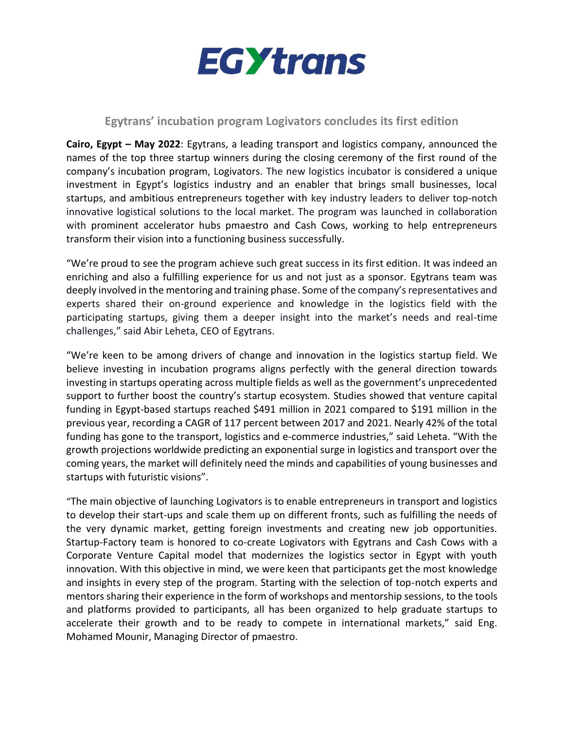# Egytrans' incubation program Logivators concludes its first edition

**Cairo, Egypt – May 2022**: Egytrans, a leading transport and logistics company, announced the names of the top three startup winners during the closing ceremony of the first round of the company's incubation program, Logivators. The new logistics incubator is considered a unique investment in Egypt's logistics industry and an enabler that brings small businesses, local startups, and ambitious entrepreneurs together with key industry leaders to deliver top-notch innovative logistical solutions to the local market. The program was launched in collaboration with prominent accelerator hubs pmaestro and Cash Cows, working to help entrepreneurs transform their vision into a functioning business successfully.

"We're proud to see the program achieve such great success in its first edition. It was indeed an enriching and also a fulfilling experience for us and not just as a sponsor. Egytrans team was deeply involved in the mentoring and training phase. Some of the company's representatives and experts shared their on-ground experience and knowledge in the logistics field with the participating startups, giving them a deeper insight into the market's needs and real-time challenges," said Abir Leheta, CEO of Egytrans.

"We're keen to be among drivers of change and innovation in the logistics startup field. We believe investing in incubation programs aligns perfectly with the general direction towards investing in startups operating across multiple fields as well as the government's unprecedented support to further boost the country's startup ecosystem. Studies showed that venture capital funding in Egypt-based startups reached $491 million in 2021 compared to $191 million in the previous year, recording a CAGR of 117 percent between 2017 and 2021. Nearly 42% of the total funding has gone to the transport, logistics and e-commerce industries," said Leheta. "With the growth projections worldwide predicting an exponential surge in logistics and transport over the coming years, the market will definitely need the minds and capabilities of young businesses and startups with futuristic visions".

"The main objective of launching Logivators is to enable entrepreneurs in transport and logistics to develop their start-ups and scale them up on different fronts, such as fulfilling the needs of the very dynamic market, getting foreign investments and creating new job opportunities. Startup-Factory team is honored to co-create Logivators with Egytrans and Cash Cows with a Corporate Venture Capital model that modernizes the logistics sector in Egypt with youth innovation. With this objective in mind, we were keen that participants get the most knowledge and insights in every step of the program. Starting with the selection of top-notch experts and mentors sharing their experience in the form of workshops and mentorship sessions, to the tools and platforms provided to participants, all has been organized to help graduate startups to accelerate their growth and to be ready to compete in international markets," said Eng. Mohamed Mounir, Managing Director of pmaestro.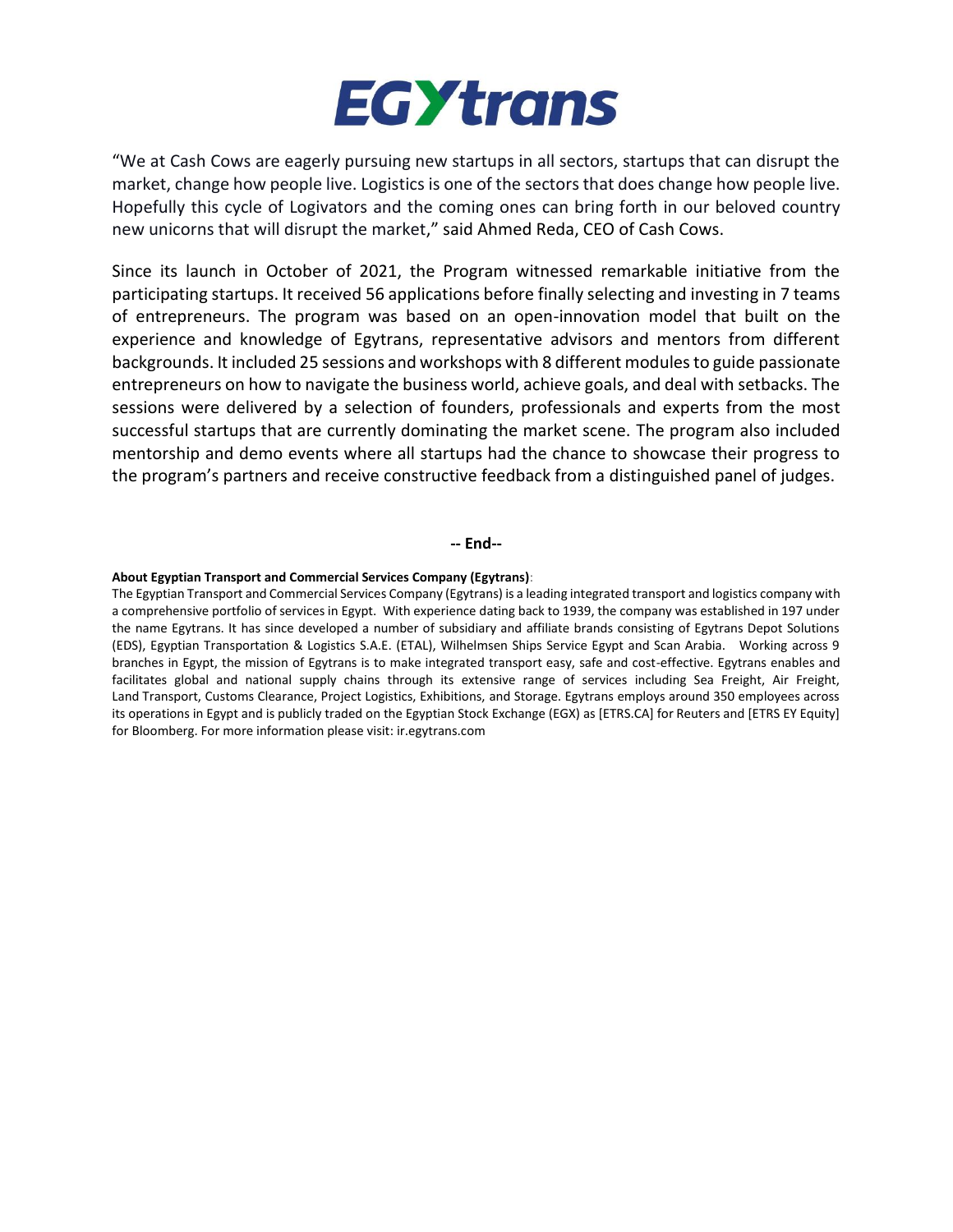"We at Cash Cows are eagerly pursuing new startups in all sectors, startups that can disrupt the market, change how people live. Logistics is one of the sectors that does change how people live. Hopefully this cycle of Logivators and the coming ones can bring forth in our beloved country new unicorns that will disrupt the market," said Ahmed Reda, CEO of Cash Cows.

Since its launch in October of 2021, the Program witnessed remarkable initiative from the participating startups. It received 56 applications before finally selecting and investing in 7 teams of entrepreneurs. The program was based on an open-innovation model that built on the experience and knowledge of Egytrans, representative advisors and mentors from different backgrounds. It included 25 sessions and workshops with 8 different modules to guide passionate entrepreneurs on how to navigate the business world, achieve goals, and deal with setbacks. The sessions were delivered by a selection of founders, professionals and experts from the most successful startups that are currently dominating the market scene. The program also included mentorship and demo events where all startups had the chance to showcase their progress to the program's partners and receive constructive feedback from a distinguished panel of judges.

**-- End--**

**About Egyptian Transport and Commercial Services Company (Egytrans)**:

The Egyptian Transport and Commercial Services Company (Egytrans) is a leading integrated transport and logistics company with a comprehensive portfolio of services in Egypt. With experience dating back to 1939, the company was established in 197 under the name Egytrans. It has since developed a number of subsidiary and affiliate brands consisting of Egytrans Depot Solutions (EDS), Egyptian Transportation & Logistics S.A.E. (ETAL), Wilhelmsen Ships Service Egypt and Scan Arabia. Working across 9 branches in Egypt, the mission of Egytrans is to make integrated transport easy, safe and cost-effective. Egytrans enables and facilitates global and national supply chains through its extensive range of services including Sea Freight, Air Freight, Land Transport, Customs Clearance, Project Logistics, Exhibitions, and Storage. Egytrans employs around 350 employees across its operations in Egypt and is publicly traded on the Egyptian Stock Exchange (EGX) as [ETRS.CA] for Reuters and [ETRS EY Equity] for Bloomberg. For more information please visit: ir.egytrans.com